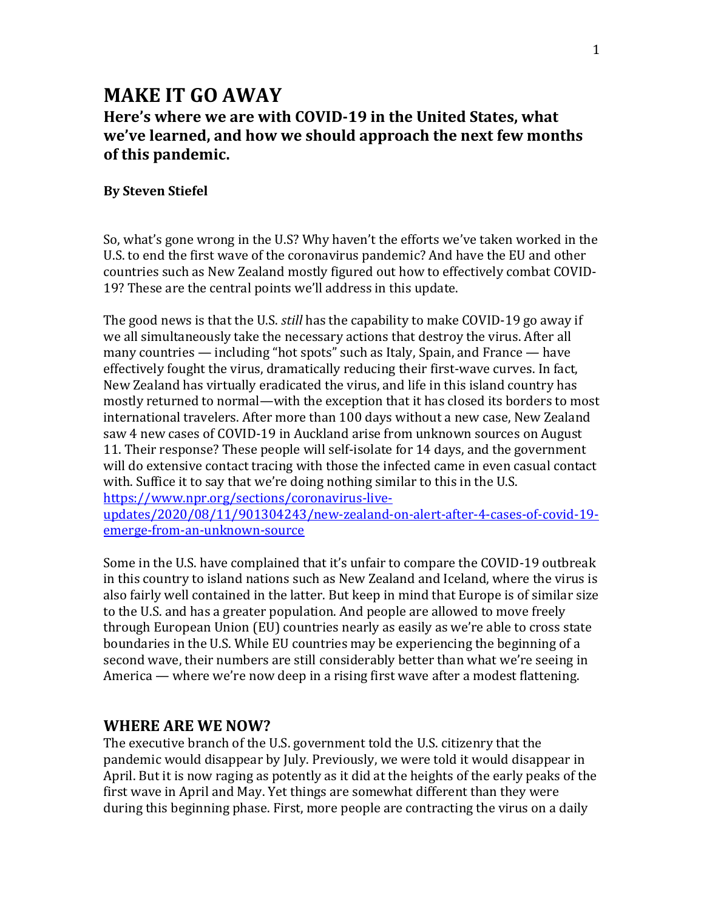# MAKE IT GO AWAY

## Here's where we are with COVID-19 in the United States, what we've learned, and how we should approach the next few months of this pandemic.

**By Steven Stiefel**

So, what's gone wrong in the U.S? Why haven't the efforts we've taken worked in the U.S. to end the first wave of the coronavirus pandemic? And have the EU and other countries such as New Zealand mostly figured out how to effectively combat COVID-19? These are the central points we'll address in this update.

The good news is that the U.S. *still* has the capability to make COVID-19 go away if we all simultaneously take the necessary actions that destroy the virus. After all many countries — including "hot spots" such as Italy, Spain, and France — have effectively fought the virus, dramatically reducing their first-wave curves. In fact, New Zealand has virtually eradicated the virus, and life in this island country has mostly returned to normal—with the exception that it has closed its borders to most international travelers. After more than 100 days without a new case, New Zealand saw 4 new cases of COVID-19 in Auckland arise from unknown sources on August 11. Their response? These people will self-isolate for 14 days, and the government will do extensive contact tracing with those the infected came in even casual contact with. Suffice it to say that we're doing nothing similar to this in the U.S. [https://www.npr.org/sections/coronavirus-live-updates/2020/08/11/901304243/new-zealand-on-alert-after-4-cases-of-covid-19-emerge-from-an-unknown-source](https://www.npr.org/sections/coronavirus-live-updates/2020/08/11/901304243/new-zealand-on-alert-after-4-cases-of-covid-19-emerge-from-an-unknown-source)

Some in the U.S. have complained that it's unfair to compare the COVID-19 outbreak in this country to island nations such as New Zealand and Iceland, where the virus is also fairly well contained in the latter. But keep in mind that Europe is of similar size to the U.S. and has a greater population. And people are allowed to move freely through European Union (EU) countries nearly as easily as we're able to cross state boundaries in the U.S. While EU countries may be experiencing the beginning of a second wave, their numbers are still considerably better than what we're seeing in America — where we're now deep in a rising first wave after a modest flattening.

## WHERE ARE WE NOW?

The executive branch of the U.S. government told the U.S. citizenry that the pandemic would disappear by July. Previously, we were told it would disappear in April. But it is now raging as potently as it did at the heights of the early peaks of the first wave in April and May. Yet things are somewhat different than they were during this beginning phase. First, more people are contracting the virus on a daily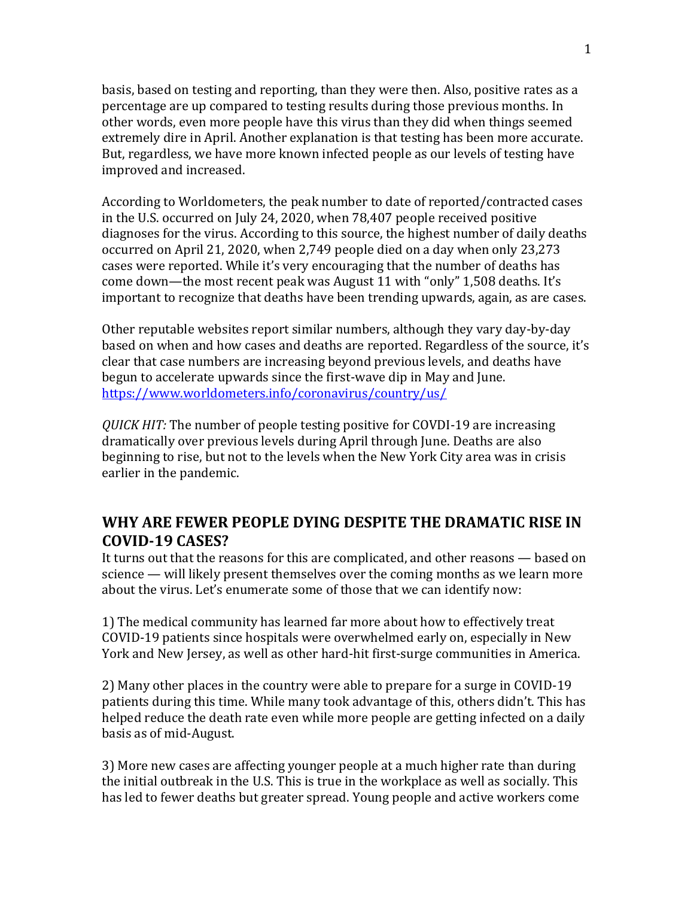basis, based on testing and reporting, than they were then. Also, positive rates as a percentage are up compared to testing results during those previous months. In other words, even more people have this virus than they did when things seemed extremely dire in April. Another explanation is that testing has been more accurate. But, regardless, we have more known infected people as our levels of testing have improved and increased.

According to Worldometers, the peak number to date of reported/contracted cases in the U.S. occurred on July 24, 2020, when 78,407 people received positive diagnoses for the virus. According to this source, the highest number of daily deaths occurred on April 21, 2020, when 2,749 people died on a day when only 23,273 cases were reported. While it's very encouraging that the number of deaths has come down—the most recent peak was August 11 with "only" 1,508 deaths. It's important to recognize that deaths have been trending upwards, again, as are cases.

Other reputable websites report similar numbers, although they vary day-by-day based on when and how cases and deaths are reported. Regardless of the source, it's clear that case numbers are increasing beyond previous levels, and deaths have begun to accelerate upwards since the first-wave dip in May and June. https://www.worldometers.info/coronavirus/country/us/

*QUICK HIT:* The number of people testing positive for COVDI-19 are increasing dramatically over previous levels during April through June. Deaths are also beginning to rise, but not to the levels when the New York City area was in crisis earlier in the pandemic.

## WHY ARE FEWER PEOPLE DYING DESPITE THE DRAMATIC RISE IN COVID-19 CASES?

It turns out that the reasons for this are complicated, and other reasons — based on science — will likely present themselves over the coming months as we learn more about the virus. Let's enumerate some of those that we can identify now:

1) The medical community has learned far more about how to effectively treat COVID-19 patients since hospitals were overwhelmed early on, especially in New York and New Jersey, as well as other hard-hit first-surge communities in America.

2) Many other places in the country were able to prepare for a surge in COVID-19 patients during this time. While many took advantage of this, others didn't. This has helped reduce the death rate even while more people are getting infected on a daily basis as of mid-August.

3) More new cases are affecting younger people at a much higher rate than during the initial outbreak in the U.S. This is true in the workplace as well as socially. This has led to fewer deaths but greater spread. Young people and active workers come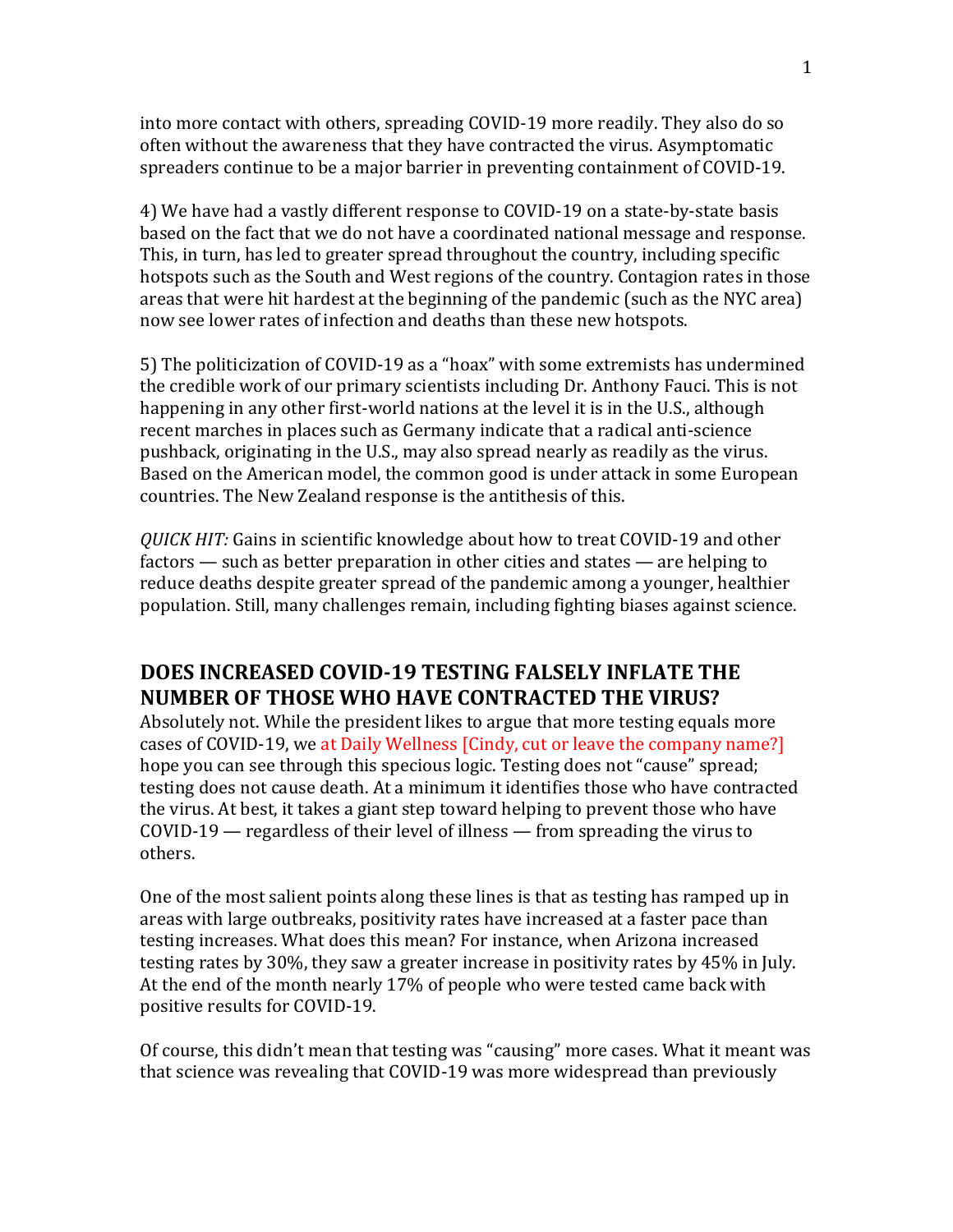into more contact with others, spreading COVID-19 more readily. They also do so often without the awareness that they have contracted the virus. Asymptomatic spreaders continue to be a major barrier in preventing containment of COVID-19.

4) We have had a vastly different response to COVID-19 on a state-by-state basis based on the fact that we do not have a coordinated national message and response. This, in turn, has led to greater spread throughout the country, including specific hotspots such as the South and West regions of the country. Contagion rates in those areas that were hit hardest at the beginning of the pandemic (such as the NYC area) now see lower rates of infection and deaths than these new hotspots.

5) The politicization of COVID-19 as a "hoax" with some extremists has undermined the credible work of our primary scientists including Dr. Anthony Fauci. This is not happening in any other first-world nations at the level it is in the U.S., although recent marches in places such as Germany indicate that a radical anti-science pushback, originating in the U.S., may also spread nearly as readily as the virus. Based on the American model, the common good is under attack in some European countries. The New Zealand response is the antithesis of this.

*QUICK HIT:* Gains in scientific knowledge about how to treat COVID-19 and other factors — such as better preparation in other cities and states — are helping to reduce deaths despite greater spread of the pandemic among a younger, healthier population. Still, many challenges remain, including fighting biases against science.

## DOES INCREASED COVID-19 TESTING FALSELY INFLATE THE NUMBER OF THOSE WHO HAVE CONTRACTED THE VIRUS?

Absolutely not. While the president likes to argue that more testing equals more cases of COVID-19, we at Daily Wellness [Cindy, cut or leave the company name?] hope you can see through this specious logic. Testing does not "cause" spread; testing does not cause death. At a minimum it identifies those who have contracted the virus. At best, it takes a giant step toward helping to prevent those who have COVID-19 — regardless of their level of illness — from spreading the virus to others.

One of the most salient points along these lines is that as testing has ramped up in areas with large outbreaks, positivity rates have increased at a faster pace than testing increases. What does this mean? For instance, when Arizona increased testing rates by 30%, they saw a greater increase in positivity rates by 45% in July. At the end of the month nearly 17% of people who were tested came back with positive results for COVID-19.

Of course, this didn't mean that testing was "causing" more cases. What it meant was that science was revealing that COVID-19 was more widespread than previously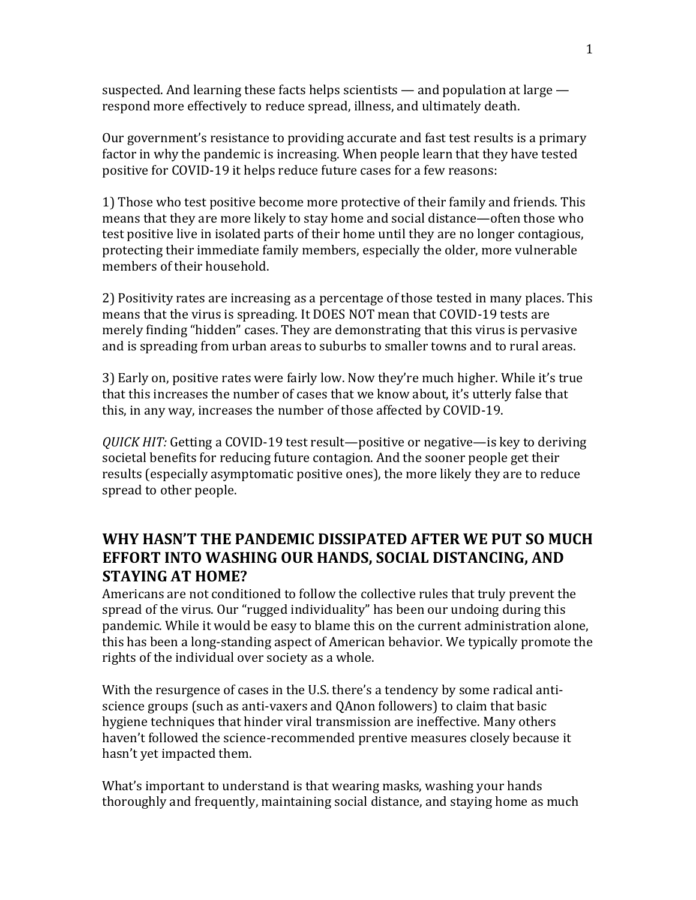suspected. And learning these facts helps scientists — and population at large — respond more effectively to reduce spread, illness, and ultimately death.

Our government's resistance to providing accurate and fast test results is a primary factor in why the pandemic is increasing. When people learn that they have tested positive for COVID-19 it helps reduce future cases for a few reasons:

1) Those who test positive become more protective of their family and friends. This means that they are more likely to stay home and social distance—often those who test positive live in isolated parts of their home until they are no longer contagious, protecting their immediate family members, especially the older, more vulnerable members of their household.

2) Positivity rates are increasing as a percentage of those tested in many places. This means that the virus is spreading. It DOES NOT mean that COVID-19 tests are merely finding "hidden" cases. They are demonstrating that this virus is pervasive and is spreading from urban areas to suburbs to smaller towns and to rural areas.

3) Early on, positive rates were fairly low. Now they're much higher. While it's true that this increases the number of cases that we know about, it's utterly false that this, in any way, increases the number of those affected by COVID-19.

*QUICK HIT:* Getting a COVID-19 test result—positive or negative—is key to deriving societal benefits for reducing future contagion. And the sooner people get their results (especially asymptomatic positive ones), the more likely they are to reduce spread to other people.

## WHY HASN'T THE PANDEMIC DISSIPATED AFTER WE PUT SO MUCH EFFORT INTO WASHING OUR HANDS, SOCIAL DISTANCING, AND STAYING AT HOME?

Americans are not conditioned to follow the collective rules that truly prevent the spread of the virus. Our "rugged individuality" has been our undoing during this pandemic. While it would be easy to blame this on the current administration alone, this has been a long-standing aspect of American behavior. We typically promote the rights of the individual over society as a whole.

With the resurgence of cases in the U.S. there's a tendency by some radical anti-science groups (such as anti-vaxers and QAnon followers) to claim that basic hygiene techniques that hinder viral transmission are ineffective. Many others haven't followed the science-recommended prentive measures closely because it hasn't yet impacted them.

What's important to understand is that wearing masks, washing your hands thoroughly and frequently, maintaining social distance, and staying home as much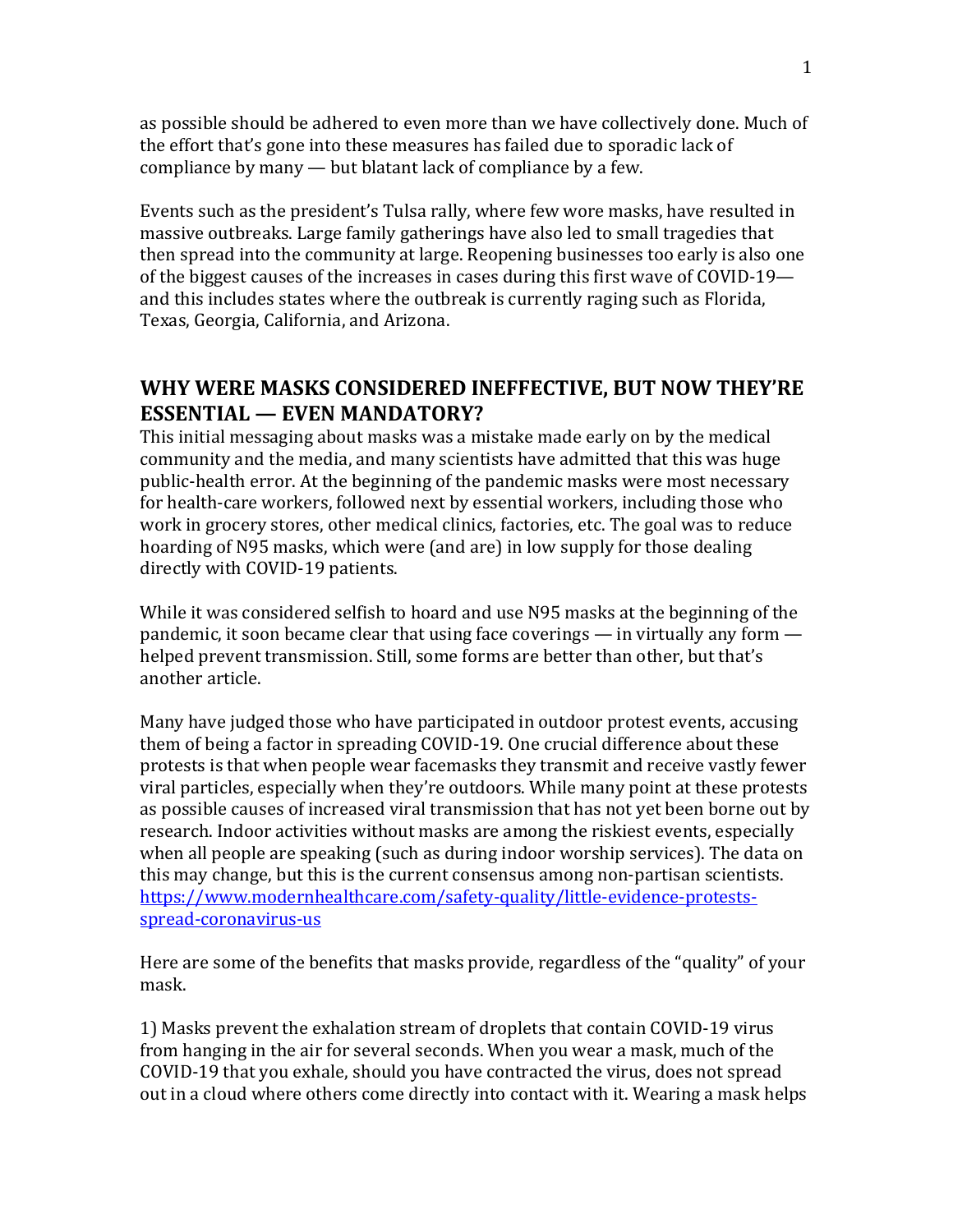as possible should be adhered to even more than we have collectively done. Much of the effort that's gone into these measures has failed due to sporadic lack of compliance by many — but blatant lack of compliance by a few.

Events such as the president's Tulsa rally, where few wore masks, have resulted in massive outbreaks. Large family gatherings have also led to small tragedies that then spread into the community at large. Reopening businesses too early is also one of the biggest causes of the increases in cases during this first wave of COVID-19— and this includes states where the outbreak is currently raging such as Florida, Texas, Georgia, California, and Arizona.

## WHY WERE MASKS CONSIDERED INEFFECTIVE, BUT NOW THEY'RE ESSENTIAL — EVEN MANDATORY?

This initial messaging about masks was a mistake made early on by the medical community and the media, and many scientists have admitted that this was huge public-health error. At the beginning of the pandemic masks were most necessary for health-care workers, followed next by essential workers, including those who work in grocery stores, other medical clinics, factories, etc. The goal was to reduce hoarding of N95 masks, which were (and are) in low supply for those dealing directly with COVID-19 patients.

While it was considered selfish to hoard and use N95 masks at the beginning of the pandemic, it soon became clear that using face coverings — in virtually any form — helped prevent transmission. Still, some forms are better than other, but that's another article.

Many have judged those who have participated in outdoor protest events, accusing them of being a factor in spreading COVID-19. One crucial difference about these protests is that when people wear facemasks they transmit and receive vastly fewer viral particles, especially when they're outdoors. While many point at these protests as possible causes of increased viral transmission that has not yet been borne out by research. Indoor activities without masks are among the riskiest events, especially when all people are speaking (such as during indoor worship services). The data on this may change, but this is the current consensus among non-partisan scientists. https://www.modernhealthcare.com/safety-quality/little-evidence-protests-spread-coronavirus-us

Here are some of the benefits that masks provide, regardless of the "quality" of your mask.

1) Masks prevent the exhalation stream of droplets that contain COVID-19 virus from hanging in the air for several seconds. When you wear a mask, much of the COVID-19 that you exhale, should you have contracted the virus, does not spread out in a cloud where others come directly into contact with it. Wearing a mask helps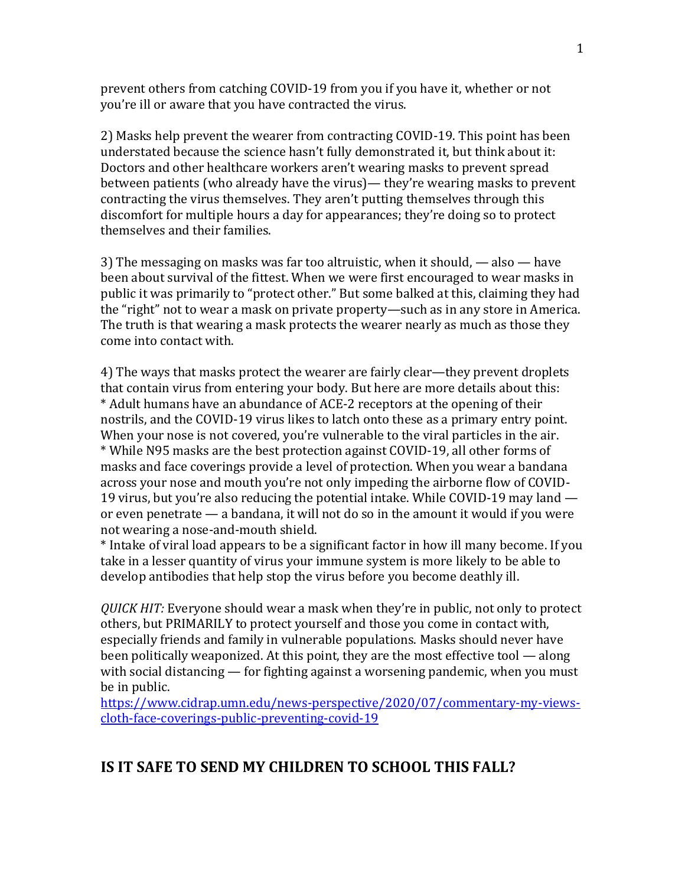prevent others from catching COVID-19 from you if you have it, whether or not you're ill or aware that you have contracted the virus.

2) Masks help prevent the wearer from contracting COVID-19. This point has been understated because the science hasn't fully demonstrated it, but think about it: Doctors and other healthcare workers aren't wearing masks to prevent spread between patients (who already have the virus)— they're wearing masks to prevent contracting the virus themselves. They aren't putting themselves through this discomfort for multiple hours a day for appearances; they're doing so to protect themselves and their families.

3) The messaging on masks was far too altruistic, when it should, — also — have been about survival of the fittest. When we were first encouraged to wear masks in public it was primarily to "protect other." But some balked at this, claiming they had the "right" not to wear a mask on private property—such as in any store in America. The truth is that wearing a mask protects the wearer nearly as much as those they come into contact with.

4) The ways that masks protect the wearer are fairly clear—they prevent droplets that contain virus from entering your body. But here are more details about this:
* Adult humans have an abundance of ACE-2 receptors at the opening of their nostrils, and the COVID-19 virus likes to latch onto these as a primary entry point. When your nose is not covered, you're vulnerable to the viral particles in the air.
* While N95 masks are the best protection against COVID-19, all other forms of masks and face coverings provide a level of protection. When you wear a bandana across your nose and mouth you're not only impeding the airborne flow of COVID-19 virus, but you're also reducing the potential intake. While COVID-19 may land — or even penetrate — a bandana, it will not do so in the amount it would if you were not wearing a nose-and-mouth shield.
* Intake of viral load appears to be a significant factor in how ill many become. If you take in a lesser quantity of virus your immune system is more likely to be able to develop antibodies that help stop the virus before you become deathly ill.

*QUICK HIT:* Everyone should wear a mask when they're in public, not only to protect others, but PRIMARILY to protect yourself and those you come in contact with, especially friends and family in vulnerable populations. Masks should never have been politically weaponized. At this point, they are the most effective tool — along with social distancing — for fighting against a worsening pandemic, when you must be in public.
https://www.cidrap.umn.edu/news-perspective/2020/07/commentary-my-views-cloth-face-coverings-public-preventing-covid-19

## IS IT SAFE TO SEND MY CHILDREN TO SCHOOL THIS FALL?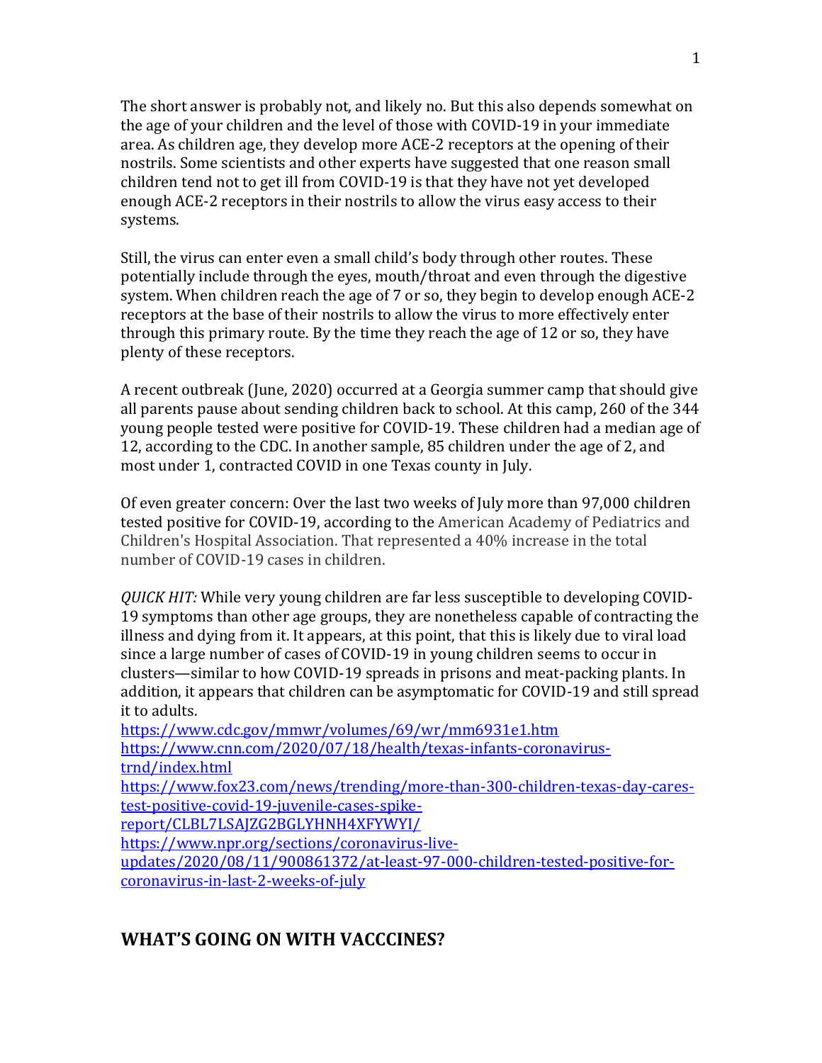The short answer is probably not, and likely no. But this also depends somewhat on the age of your children and the level of those with COVID-19 in your immediate area. As children age, they develop more ACE-2 receptors at the opening of their nostrils. Some scientists and other experts have suggested that one reason small children tend not to get ill from COVID-19 is that they have not yet developed enough ACE-2 receptors in their nostrils to allow the virus easy access to their systems.

Still, the virus can enter even a small child's body through other routes. These potentially include through the eyes, mouth/throat and even through the digestive system. When children reach the age of 7 or so, they begin to develop enough ACE-2 receptors at the base of their nostrils to allow the virus to more effectively enter through this primary route. By the time they reach the age of 12 or so, they have plenty of these receptors.

A recent outbreak (June, 2020) occurred at a Georgia summer camp that should give all parents pause about sending children back to school. At this camp, 260 of the 344 young people tested were positive for COVID-19. These children had a median age of 12, according to the CDC. In another sample, 85 children under the age of 2, and most under 1, contracted COVID in one Texas county in July.

Of even greater concern: Over the last two weeks of July more than 97,000 children tested positive for COVID-19, according to the American Academy of Pediatrics and Children's Hospital Association. That represented a 40% increase in the total number of COVID-19 cases in children.

*QUICK HIT:* While very young children are far less susceptible to developing COVID-19 symptoms than other age groups, they are nonetheless capable of contracting the illness and dying from it. It appears, at this point, that this is likely due to viral load since a large number of cases of COVID-19 in young children seems to occur in clusters—similar to how COVID-19 spreads in prisons and meat-packing plants. In addition, it appears that children can be asymptomatic for COVID-19 and still spread it to adults.
https://www.cdc.gov/mmwr/volumes/69/wr/mm6931e1.htm
https://www.cnn.com/2020/07/18/health/texas-infants-coronavirus-trnd/index.html
https://www.fox23.com/news/trending/more-than-300-children-texas-day-cares-test-positive-covid-19-juvenile-cases-spike-report/CLBL7LSAJZG2BGLYHNH4XFYWYI/
https://www.npr.org/sections/coronavirus-live-updates/2020/08/11/900861372/at-least-97-000-children-tested-positive-for-coronavirus-in-last-2-weeks-of-july

## WHAT'S GOING ON WITH VACCCINES?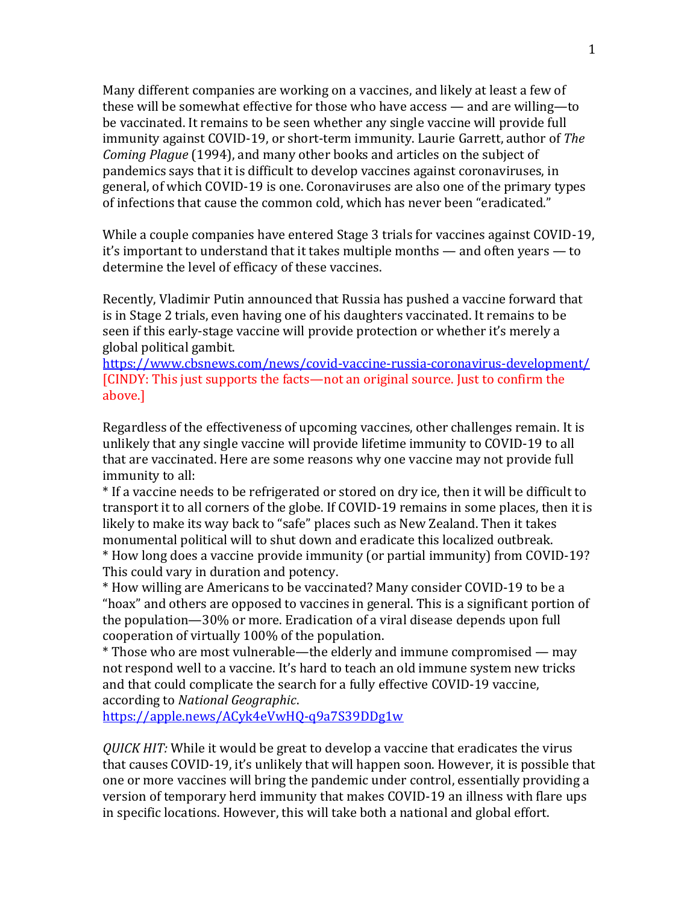Many different companies are working on a vaccines, and likely at least a few of these will be somewhat effective for those who have access — and are willing—to be vaccinated. It remains to be seen whether any single vaccine will provide full immunity against COVID-19, or short-term immunity. Laurie Garrett, author of *The Coming Plague* (1994), and many other books and articles on the subject of pandemics says that it is difficult to develop vaccines against coronaviruses, in general, of which COVID-19 is one. Coronaviruses are also one of the primary types of infections that cause the common cold, which has never been "eradicated."

While a couple companies have entered Stage 3 trials for vaccines against COVID-19, it's important to understand that it takes multiple months — and often years — to determine the level of efficacy of these vaccines.

Recently, Vladimir Putin announced that Russia has pushed a vaccine forward that is in Stage 2 trials, even having one of his daughters vaccinated. It remains to be seen if this early-stage vaccine will provide protection or whether it's merely a global political gambit.
https://www.cbsnews.com/news/covid-vaccine-russia-coronavirus-development/
[CINDY: This just supports the facts—not an original source. Just to confirm the above.]

Regardless of the effectiveness of upcoming vaccines, other challenges remain. It is unlikely that any single vaccine will provide lifetime immunity to COVID-19 to all that are vaccinated. Here are some reasons why one vaccine may not provide full immunity to all:

* If a vaccine needs to be refrigerated or stored on dry ice, then it will be difficult to transport it to all corners of the globe. If COVID-19 remains in some places, then it is likely to make its way back to "safe" places such as New Zealand. Then it takes monumental political will to shut down and eradicate this localized outbreak.
* How long does a vaccine provide immunity (or partial immunity) from COVID-19? This could vary in duration and potency.
* How willing are Americans to be vaccinated? Many consider COVID-19 to be a "hoax" and others are opposed to vaccines in general. This is a significant portion of the population—30% or more. Eradication of a viral disease depends upon full cooperation of virtually 100% of the population.
* Those who are most vulnerable—the elderly and immune compromised — may not respond well to a vaccine. It's hard to teach an old immune system new tricks and that could complicate the search for a fully effective COVID-19 vaccine, according to *National Geographic*.

https://apple.news/ACyk4eVwHQ-q9a7S39DDg1w

*QUICK HIT:* While it would be great to develop a vaccine that eradicates the virus that causes COVID-19, it's unlikely that will happen soon. However, it is possible that one or more vaccines will bring the pandemic under control, essentially providing a version of temporary herd immunity that makes COVID-19 an illness with flare ups in specific locations. However, this will take both a national and global effort.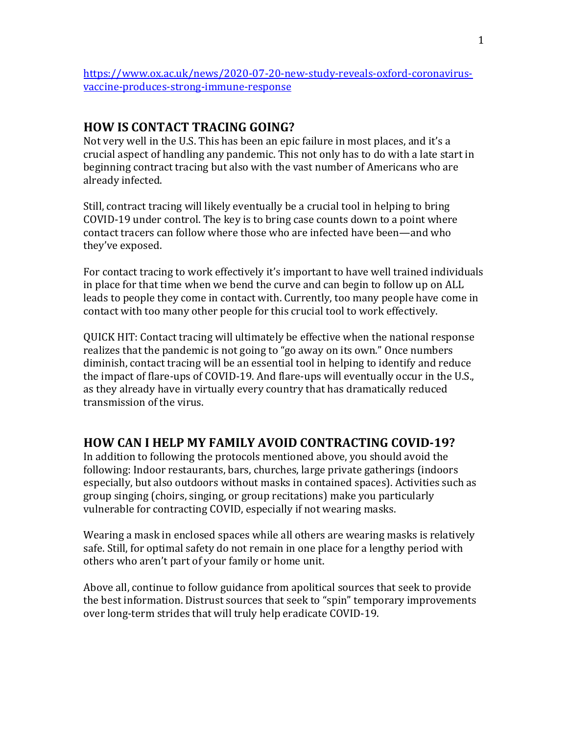https://www.ox.ac.uk/news/2020-07-20-new-study-reveals-oxford-coronavirus-vaccine-produces-strong-immune-response

## HOW IS CONTACT TRACING GOING?

Not very well in the U.S. This has been an epic failure in most places, and it's a crucial aspect of handling any pandemic. This not only has to do with a late start in beginning contract tracing but also with the vast number of Americans who are already infected.

Still, contract tracing will likely eventually be a crucial tool in helping to bring COVID-19 under control. The key is to bring case counts down to a point where contact tracers can follow where those who are infected have been—and who they've exposed.

For contact tracing to work effectively it's important to have well trained individuals in place for that time when we bend the curve and can begin to follow up on ALL leads to people they come in contact with. Currently, too many people have come in contact with too many other people for this crucial tool to work effectively.

QUICK HIT: Contact tracing will ultimately be effective when the national response realizes that the pandemic is not going to "go away on its own." Once numbers diminish, contact tracing will be an essential tool in helping to identify and reduce the impact of flare-ups of COVID-19. And flare-ups will eventually occur in the U.S., as they already have in virtually every country that has dramatically reduced transmission of the virus.

## HOW CAN I HELP MY FAMILY AVOID CONTRACTING COVID-19?

In addition to following the protocols mentioned above, you should avoid the following: Indoor restaurants, bars, churches, large private gatherings (indoors especially, but also outdoors without masks in contained spaces). Activities such as group singing (choirs, singing, or group recitations) make you particularly vulnerable for contracting COVID, especially if not wearing masks.

Wearing a mask in enclosed spaces while all others are wearing masks is relatively safe. Still, for optimal safety do not remain in one place for a lengthy period with others who aren't part of your family or home unit.

Above all, continue to follow guidance from apolitical sources that seek to provide the best information. Distrust sources that seek to "spin" temporary improvements over long-term strides that will truly help eradicate COVID-19.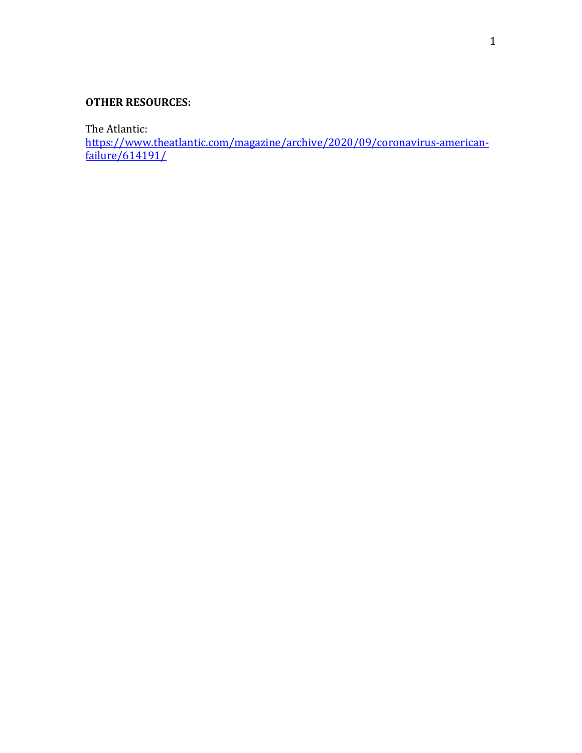**OTHER RESOURCES:**

The Atlantic:
https://www.theatlantic.com/magazine/archive/2020/09/coronavirus-american-failure/614191/